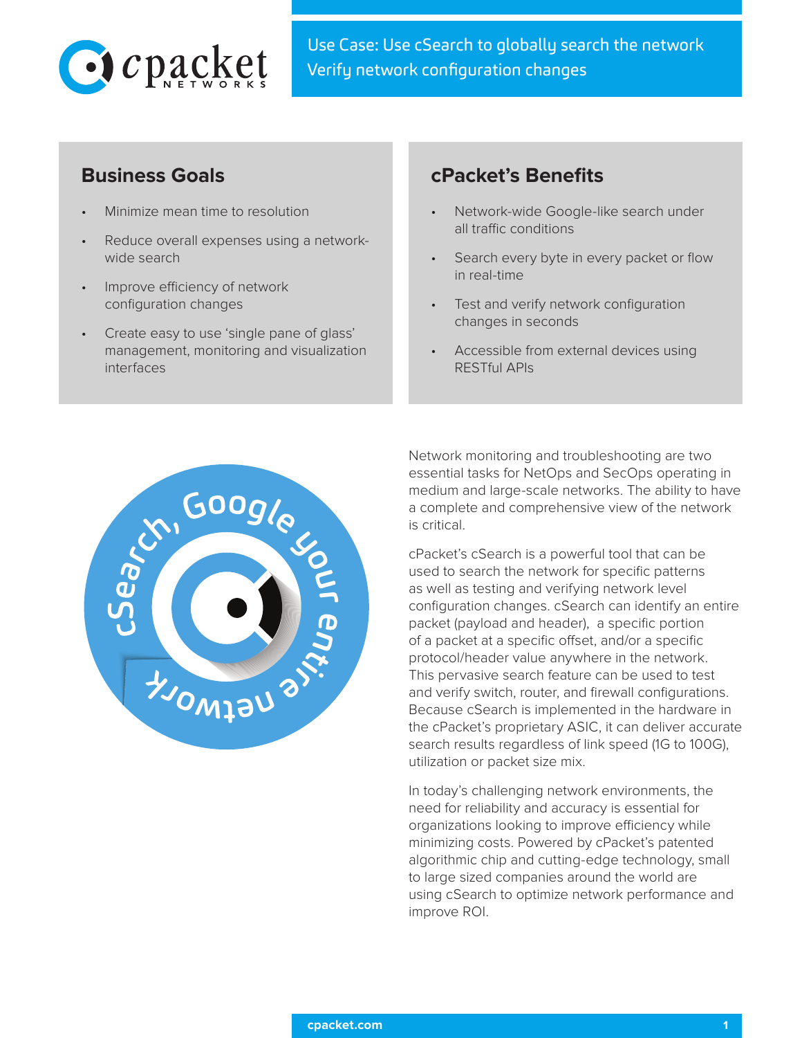# Use Case: Use cSearch to globally search the network
## Verify network configuration changes

## Business Goals

- Minimize mean time to resolution
- Reduce overall expenses using a network-wide search
- Improve efficiency of network configuration changes
- Create easy to use 'single pane of glass' management, monitoring and visualization interfaces

## cPacket's Benefits

- Network-wide Google-like search under all traffic conditions
- Search every byte in every packet or flow in real-time
- Test and verify network configuration changes in seconds
- Accessible from external devices using RESTful APIs

Network monitoring and troubleshooting are two essential tasks for NetOps and SecOps operating in medium and large-scale networks. The ability to have a complete and comprehensive view of the network is critical.

cPacket's cSearch is a powerful tool that can be used to search the network for specific patterns as well as testing and verifying network level configuration changes. cSearch can identify an entire packet (payload and header), a specific portion of a packet at a specific offset, and/or a specific protocol/header value anywhere in the network. This pervasive search feature can be used to test and verify switch, router, and firewall configurations. Because cSearch is implemented in the hardware in the cPacket's proprietary ASIC, it can deliver accurate search results regardless of link speed (1G to 100G), utilization or packet size mix.

In today's challenging network environments, the need for reliability and accuracy is essential for organizations looking to improve efficiency while minimizing costs. Powered by cPacket's patented algorithmic chip and cutting-edge technology, small to large sized companies around the world are using cSearch to optimize network performance and improve ROI.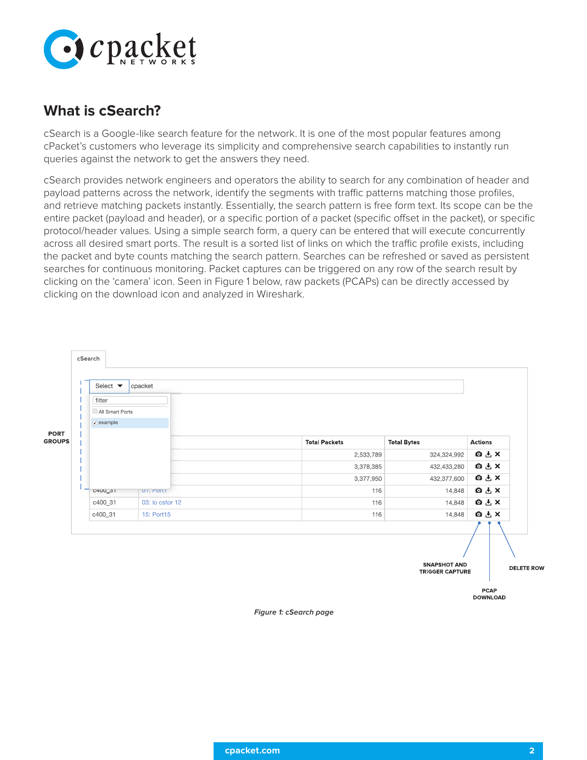## What is cSearch?

cSearch is a Google-like search feature for the network. It is one of the most popular features among cPacket's customers who leverage its simplicity and comprehensive search capabilities to instantly run queries against the network to get the answers they need.

cSearch provides network engineers and operators the ability to search for any combination of header and payload patterns across the network, identify the segments with traffic patterns matching those profiles, and retrieve matching packets instantly. Essentially, the search pattern is free form text. Its scope can be the entire packet (payload and header), or a specific portion of a packet (specific offset in the packet), or specific protocol/header values. Using a simple search form, a query can be entered that will execute concurrently across all desired smart ports. The result is a sorted list of links on which the traffic profile exists, including the packet and byte counts matching the search pattern. Searches can be refreshed or saved as persistent searches for continuous monitoring. Packet captures can be triggered on any row of the search result by clicking on the 'camera' icon. Seen in Figure 1 below, raw packets (PCAPs) can be directly accessed by clicking on the download icon and analyzed in Wireshark.

*Figure 1: cSearch page*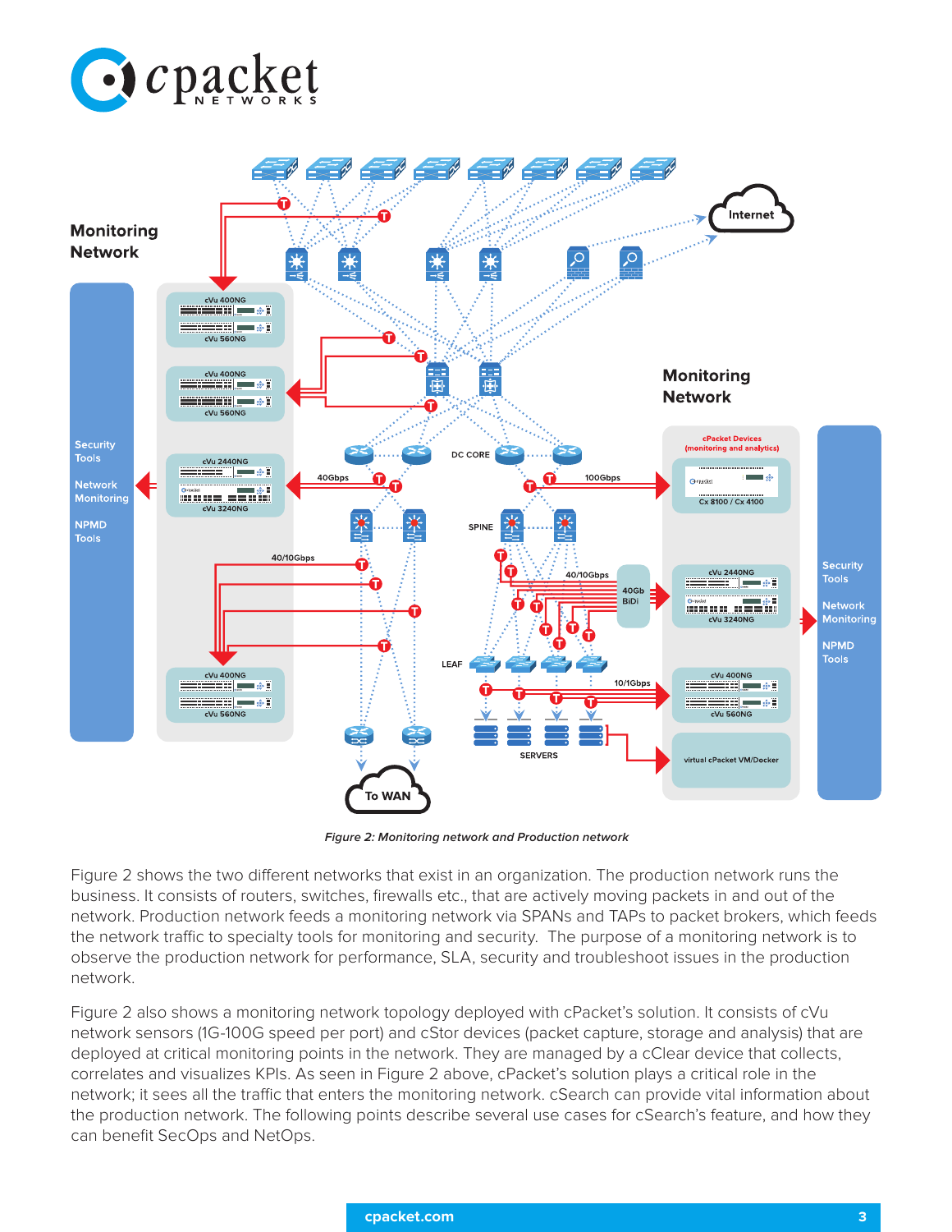*Figure 2: Monitoring network and Production network*

Figure 2 shows the two different networks that exist in an organization. The production network runs the business. It consists of routers, switches, firewalls etc., that are actively moving packets in and out of the network. Production network feeds a monitoring network via SPANs and TAPs to packet brokers, which feeds the network traffic to specialty tools for monitoring and security. The purpose of a monitoring network is to observe the production network for performance, SLA, security and troubleshoot issues in the production network.

Figure 2 also shows a monitoring network topology deployed with cPacket's solution. It consists of cVu network sensors (1G-100G speed per port) and cStor devices (packet capture, storage and analysis) that are deployed at critical monitoring points in the network. They are managed by a cClear device that collects, correlates and visualizes KPIs. As seen in Figure 2 above, cPacket's solution plays a critical role in the network; it sees all the traffic that enters the monitoring network. cSearch can provide vital information about the production network. The following points describe several use cases for cSearch's feature, and how they can benefit SecOps and NetOps.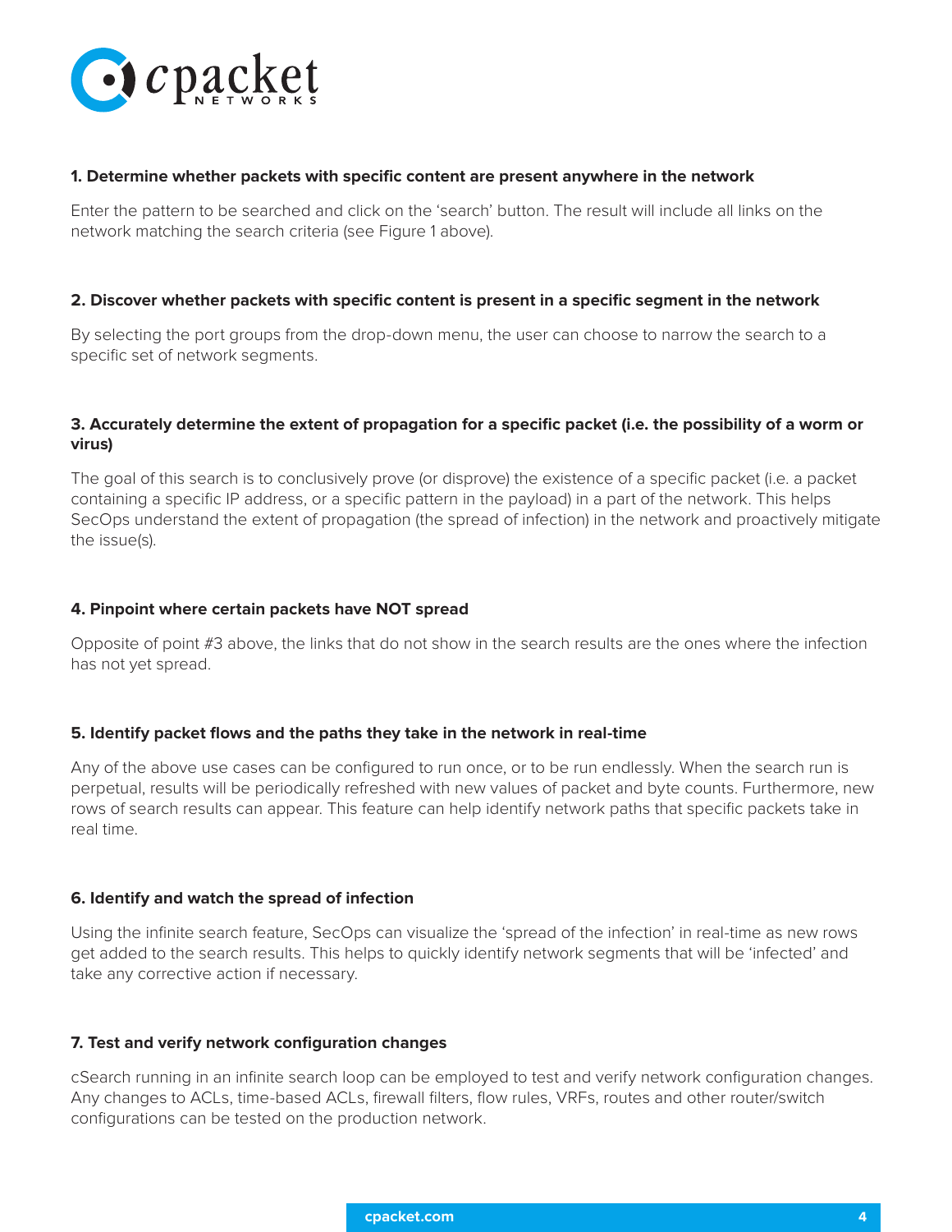### 1. Determine whether packets with specific content are present anywhere in the network

Enter the pattern to be searched and click on the 'search' button. The result will include all links on the network matching the search criteria (see Figure 1 above).

### 2. Discover whether packets with specific content is present in a specific segment in the network

By selecting the port groups from the drop-down menu, the user can choose to narrow the search to a specific set of network segments.

### 3. Accurately determine the extent of propagation for a specific packet (i.e. the possibility of a worm or virus)

The goal of this search is to conclusively prove (or disprove) the existence of a specific packet (i.e. a packet containing a specific IP address, or a specific pattern in the payload) in a part of the network. This helps SecOps understand the extent of propagation (the spread of infection) in the network and proactively mitigate the issue(s).

### 4. Pinpoint where certain packets have NOT spread

Opposite of point #3 above, the links that do not show in the search results are the ones where the infection has not yet spread.

### 5. Identify packet flows and the paths they take in the network in real-time

Any of the above use cases can be configured to run once, or to be run endlessly. When the search run is perpetual, results will be periodically refreshed with new values of packet and byte counts. Furthermore, new rows of search results can appear. This feature can help identify network paths that specific packets take in real time.

### 6. Identify and watch the spread of infection

Using the infinite search feature, SecOps can visualize the 'spread of the infection' in real-time as new rows get added to the search results. This helps to quickly identify network segments that will be 'infected' and take any corrective action if necessary.

### 7. Test and verify network configuration changes

cSearch running in an infinite search loop can be employed to test and verify network configuration changes. Any changes to ACLs, time-based ACLs, firewall filters, flow rules, VRFs, routes and other router/switch configurations can be tested on the production network.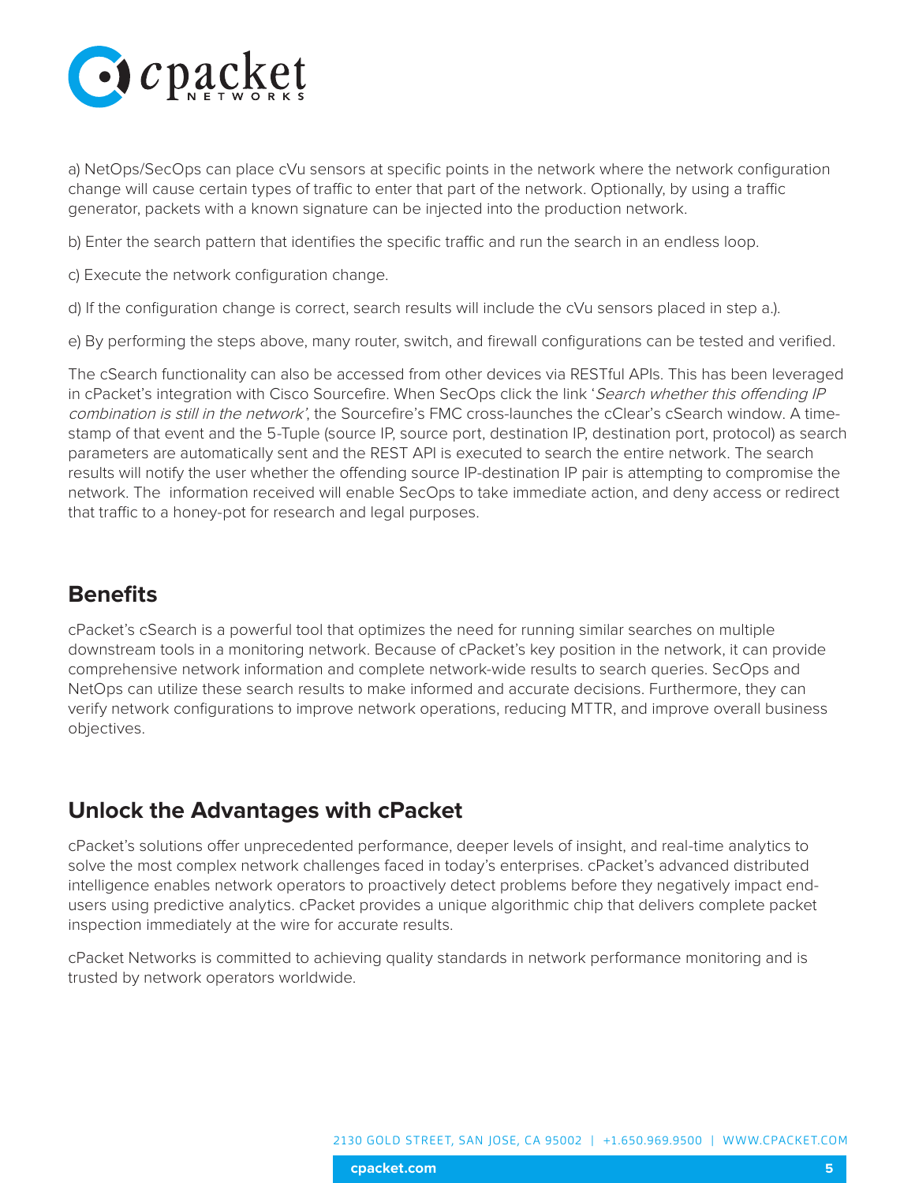a) NetOps/SecOps can place cVu sensors at specific points in the network where the network configuration change will cause certain types of traffic to enter that part of the network. Optionally, by using a traffic generator, packets with a known signature can be injected into the production network.

b) Enter the search pattern that identifies the specific traffic and run the search in an endless loop.

c) Execute the network configuration change.

d) If the configuration change is correct, search results will include the cVu sensors placed in step a.).

e) By performing the steps above, many router, switch, and firewall configurations can be tested and verified.

The cSearch functionality can also be accessed from other devices via RESTful APIs. This has been leveraged in cPacket's integration with Cisco Sourcefire. When SecOps click the link '*Search whether this offending IP combination is still in the network'*, the Sourcefire's FMC cross-launches the cClear's cSearch window. A time-stamp of that event and the 5-Tuple (source IP, source port, destination IP, destination port, protocol) as search parameters are automatically sent and the REST API is executed to search the entire network. The search results will notify the user whether the offending source IP-destination IP pair is attempting to compromise the network. The information received will enable SecOps to take immediate action, and deny access or redirect that traffic to a honey-pot for research and legal purposes.

## Benefits

cPacket's cSearch is a powerful tool that optimizes the need for running similar searches on multiple downstream tools in a monitoring network. Because of cPacket's key position in the network, it can provide comprehensive network information and complete network-wide results to search queries. SecOps and NetOps can utilize these search results to make informed and accurate decisions. Furthermore, they can verify network configurations to improve network operations, reducing MTTR, and improve overall business objectives.

## Unlock the Advantages with cPacket

cPacket's solutions offer unprecedented performance, deeper levels of insight, and real-time analytics to solve the most complex network challenges faced in today's enterprises. cPacket's advanced distributed intelligence enables network operators to proactively detect problems before they negatively impact end-users using predictive analytics. cPacket provides a unique algorithmic chip that delivers complete packet inspection immediately at the wire for accurate results.

cPacket Networks is committed to achieving quality standards in network performance monitoring and is trusted by network operators worldwide.

2130 GOLD STREET, SAN JOSE, CA 95002 | +1.650.969.9500 | WWW.CPACKET.COM